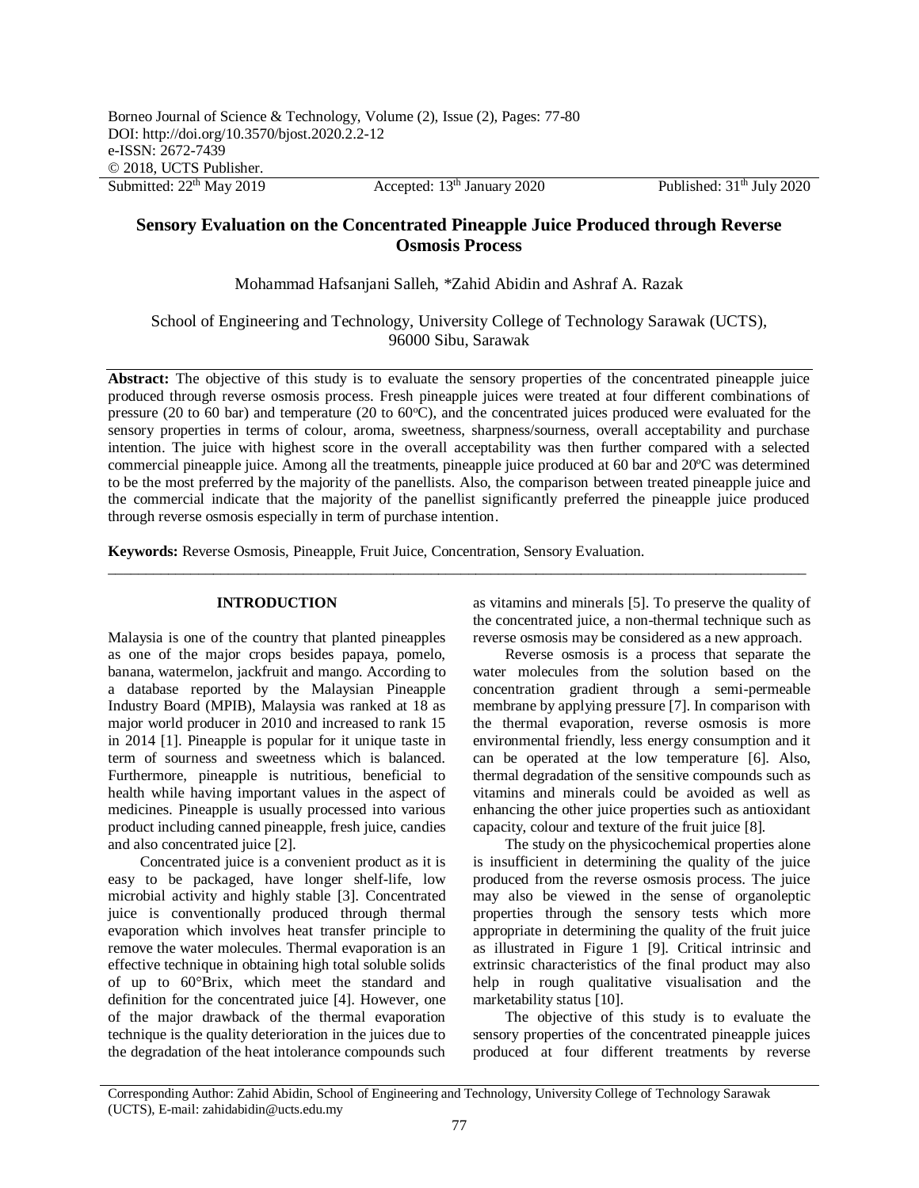Submitted: 22[th] May 2019 Accepted: 13[th] January 2020 Published: 31[th] July 2020

# Sensory Evaluation on the Concentrated Pineapple Juice Produced through Reverse Osmosis Process

Mohammad Hafsanjani Salleh, *Zahid Abidin and Ashraf A. Razak

School of Engineering and Technology, University College of Technology Sarawak (UCTS), 96000 Sibu, Sarawak

**Abstract:** The objective of this study is to evaluate the sensory properties of the concentrated pineapple juice produced through reverse osmosis process. Fresh pineapple juices were treated at four different combinations of pressure (20 to 60 bar) and temperature (20 to 60$^{o}$C), and the concentrated juices produced were evaluated for the sensory properties in terms of colour, aroma, sweetness, sharpness/sourness, overall acceptability and purchase intention. The juice with highest score in the overall acceptability was then further compared with a selected commercial pineapple juice. Among all the treatments, pineapple juice produced at 60 bar and 20ºC was determined to be the most preferred by the majority of the panellists. Also, the comparison between treated pineapple juice and the commercial indicate that the majority of the panellist significantly preferred the pineapple juice produced through reverse osmosis especially in term of purchase intention.

**Keywords:** Reverse Osmosis, Pineapple, Fruit Juice, Concentration, Sensory Evaluation.

## INTRODUCTION

Malaysia is one of the country that planted pineapples as one of the major crops besides papaya, pomelo, banana, watermelon, jackfruit and mango. According to a database reported by the Malaysian Pineapple Industry Board (MPIB), Malaysia was ranked at 18 as major world producer in 2010 and increased to rank 15 in 2014 [1]. Pineapple is popular for it unique taste in term of sourness and sweetness which is balanced. Furthermore, pineapple is nutritious, beneficial to health while having important values in the aspect of medicines. Pineapple is usually processed into various product including canned pineapple, fresh juice, candies and also concentrated juice [2].

Concentrated juice is a convenient product as it is easy to be packaged, have longer shelf-life, low microbial activity and highly stable [3]. Concentrated juice is conventionally produced through thermal evaporation which involves heat transfer principle to remove the water molecules. Thermal evaporation is an effective technique in obtaining high total soluble solids of up to 60°Brix, which meet the standard and definition for the concentrated juice [4]. However, one of the major drawback of the thermal evaporation technique is the quality deterioration in the juices due to the degradation of the heat intolerance compounds such as vitamins and minerals [5]. To preserve the quality of the concentrated juice, a non-thermal technique such as reverse osmosis may be considered as a new approach.

Reverse osmosis is a process that separate the water molecules from the solution based on the concentration gradient through a semi-permeable membrane by applying pressure [7]. In comparison with the thermal evaporation, reverse osmosis is more environmental friendly, less energy consumption and it can be operated at the low temperature [6]. Also, thermal degradation of the sensitive compounds such as vitamins and minerals could be avoided as well as enhancing the other juice properties such as antioxidant capacity, colour and texture of the fruit juice [8].

The study on the physicochemical properties alone is insufficient in determining the quality of the juice produced from the reverse osmosis process. The juice may also be viewed in the sense of organoleptic properties through the sensory tests which more appropriate in determining the quality of the fruit juice as illustrated in Figure 1 [9]. Critical intrinsic and extrinsic characteristics of the final product may also help in rough qualitative visualisation and the marketability status [10].

The objective of this study is to evaluate the sensory properties of the concentrated pineapple juices produced at four different treatments by reverse

Corresponding Author: Zahid Abidin, School of Engineering and Technology, University College of Technology Sarawak (UCTS), E-mail: zahidabidin@ucts.edu.my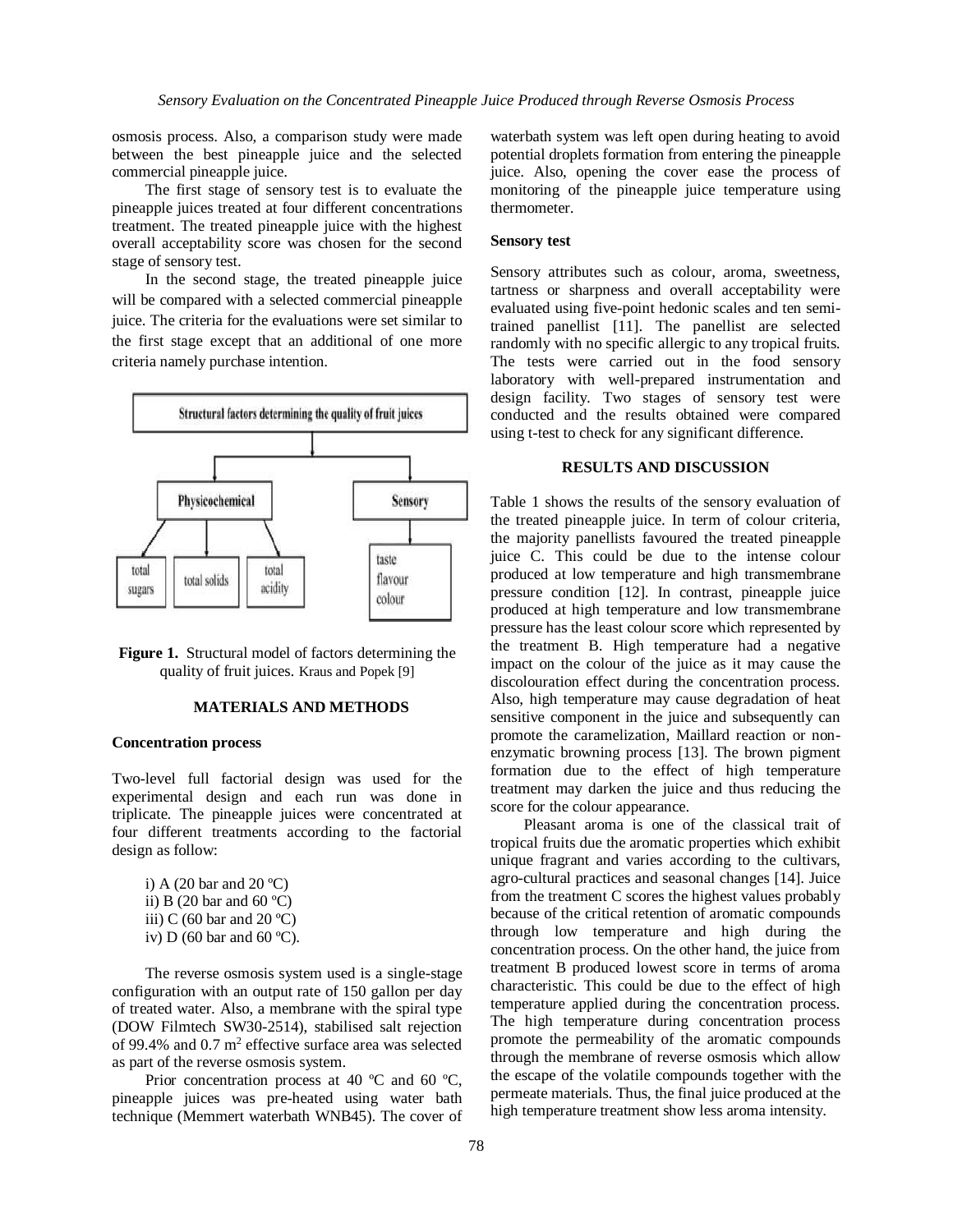osmosis process. Also, a comparison study were made between the best pineapple juice and the selected commercial pineapple juice.

The first stage of sensory test is to evaluate the pineapple juices treated at four different concentrations treatment. The treated pineapple juice with the highest overall acceptability score was chosen for the second stage of sensory test.

In the second stage, the treated pineapple juice will be compared with a selected commercial pineapple juice. The criteria for the evaluations were set similar to the first stage except that an additional of one more criteria namely purchase intention.

Structural factors determining the quality of fruit juices

- Physicochemical
  - total sugars
  - total solids
  - total acidity
- Sensory
  - taste
  - flavour
  - colour

**Figure 1.** Structural model of factors determining the quality of fruit juices. Kraus and Popek [9]

## MATERIALS AND METHODS

### Concentration process

Two-level full factorial design was used for the experimental design and each run was done in triplicate. The pineapple juices were concentrated at four different treatments according to the factorial design as follow:

i) A (20 bar and 20 ºC)
ii) B (20 bar and 60 ºC)
iii) C (60 bar and 20 ºC)
iv) D (60 bar and 60 ºC).

The reverse osmosis system used is a single-stage configuration with an output rate of 150 gallon per day of treated water. Also, a membrane with the spiral type (DOW Filmtech SW30-2514), stabilised salt rejection of 99.4% and 0.7 $m^2$ effective surface area was selected as part of the reverse osmosis system.

Prior concentration process at 40 ºC and 60 ºC, pineapple juices was pre-heated using water bath technique (Memmert waterbath WNB45). The cover of waterbath system was left open during heating to avoid potential droplets formation from entering the pineapple juice. Also, opening the cover ease the process of monitoring of the pineapple juice temperature using thermometer.

### Sensory test

Sensory attributes such as colour, aroma, sweetness, tartness or sharpness and overall acceptability were evaluated using five-point hedonic scales and ten semi-trained panellist [11]. The panellist are selected randomly with no specific allergic to any tropical fruits. The tests were carried out in the food sensory laboratory with well-prepared instrumentation and design facility. Two stages of sensory test were conducted and the results obtained were compared using t-test to check for any significant difference.

## RESULTS AND DISCUSSION

Table 1 shows the results of the sensory evaluation of the treated pineapple juice. In term of colour criteria, the majority panellists favoured the treated pineapple juice C. This could be due to the intense colour produced at low temperature and high transmembrane pressure condition [12]. In contrast, pineapple juice produced at high temperature and low transmembrane pressure has the least colour score which represented by the treatment B. High temperature had a negative impact on the colour of the juice as it may cause the discolouration effect during the concentration process. Also, high temperature may cause degradation of heat sensitive component in the juice and subsequently can promote the caramelization, Maillard reaction or non-enzymatic browning process [13]. The brown pigment formation due to the effect of high temperature treatment may darken the juice and thus reducing the score for the colour appearance.

Pleasant aroma is one of the classical trait of tropical fruits due the aromatic properties which exhibit unique fragrant and varies according to the cultivars, agro-cultural practices and seasonal changes [14]. Juice from the treatment C scores the highest values probably because of the critical retention of aromatic compounds through low temperature and high during the concentration process. On the other hand, the juice from treatment B produced lowest score in terms of aroma characteristic. This could be due to the effect of high temperature applied during the concentration process. The high temperature during concentration process promote the permeability of the aromatic compounds through the membrane of reverse osmosis which allow the escape of the volatile compounds together with the permeate materials. Thus, the final juice produced at the high temperature treatment show less aroma intensity.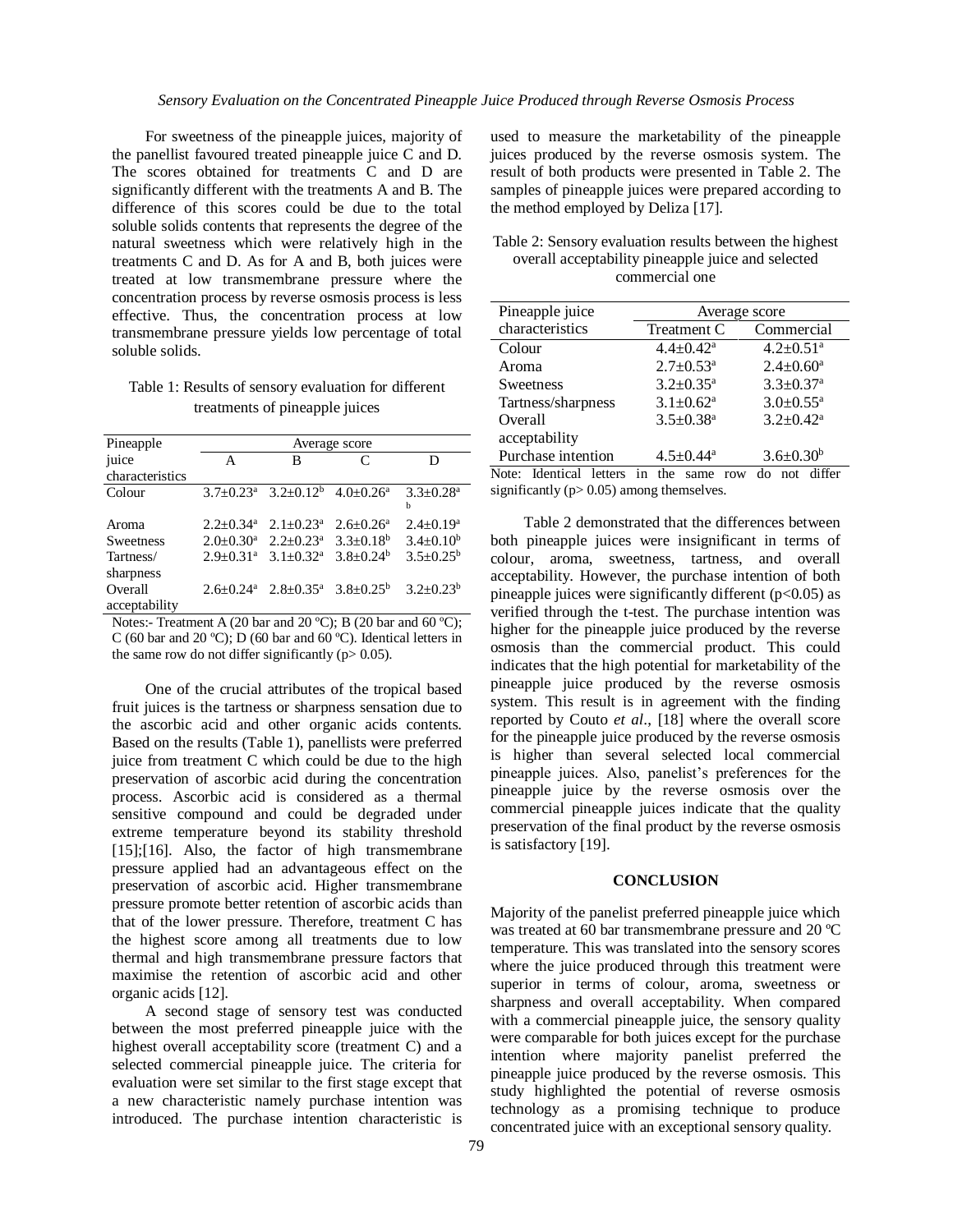For sweetness of the pineapple juices, majority of the panellist favoured treated pineapple juice C and D. The scores obtained for treatments C and D are significantly different with the treatments A and B. The difference of this scores could be due to the total soluble solids contents that represents the degree of the natural sweetness which were relatively high in the treatments C and D. As for A and B, both juices were treated at low transmembrane pressure where the concentration process by reverse osmosis process is less effective. Thus, the concentration process at low transmembrane pressure yields low percentage of total soluble solids.

Table 1: Results of sensory evaluation for different treatments of pineapple juices

| Pineapple juice characteristics | Average score | | | |
|---|---|---|---|---|
| | A | B | C | D |
| Colour | 3.7±0.23[a] | 3.2±0.12[b] | 4.0±0.26[a] | 3.3±0.28[ab] |
| Aroma | 2.2±0.34[a] | 2.1±0.23[a] | 2.6±0.26[a] | 2.4±0.19[a] |
| Sweetness | 2.0±0.30[a] | 2.2±0.23[a] | 3.3±0.18[b] | 3.4±0.10[b] |
| Tartness/ sharpness | 2.9±0.31[a] | 3.1±0.32[a] | 3.8±0.24[b] | 3.5±0.25[b] |
| Overall acceptability | 2.6±0.24[a] | 2.8±0.35[a] | 3.8±0.25[b] | 3.2±0.23[b] |

Notes:- Treatment A (20 bar and 20 ºC); B (20 bar and 60 ºC); C (60 bar and 20 ºC); D (60 bar and 60 ºC). Identical letters in the same row do not differ significantly ($p > 0.05$).

One of the crucial attributes of the tropical based fruit juices is the tartness or sharpness sensation due to the ascorbic acid and other organic acids contents. Based on the results (Table 1), panellists were preferred juice from treatment C which could be due to the high preservation of ascorbic acid during the concentration process. Ascorbic acid is considered as a thermal sensitive compound and could be degraded under extreme temperature beyond its stability threshold [15];[16]. Also, the factor of high transmembrane pressure applied had an advantageous effect on the preservation of ascorbic acid. Higher transmembrane pressure promote better retention of ascorbic acids than that of the lower pressure. Therefore, treatment C has the highest score among all treatments due to low thermal and high transmembrane pressure factors that maximise the retention of ascorbic acid and other organic acids [12].

A second stage of sensory test was conducted between the most preferred pineapple juice with the highest overall acceptability score (treatment C) and a selected commercial pineapple juice. The criteria for evaluation were set similar to the first stage except that a new characteristic namely purchase intention was introduced. The purchase intention characteristic is used to measure the marketability of the pineapple juices produced by the reverse osmosis system. The result of both products were presented in Table 2. The samples of pineapple juices were prepared according to the method employed by Deliza [17].

Table 2: Sensory evaluation results between the highest overall acceptability pineapple juice and selected commercial one

| Pineapple juice characteristics | Average score | |
|---|---|---|
| | Treatment C | Commercial |
| Colour | 4.4±0.42[a] | 4.2±0.51[a] |
| Aroma | 2.7±0.53[a] | 2.4±0.60[a] |
| Sweetness | 3.2±0.35[a] | 3.3±0.37[a] |
| Tartness/sharpness | 3.1±0.62[a] | 3.0±0.55[a] |
| Overall acceptability | 3.5±0.38[a] | 3.2±0.42[a] |
| Purchase intention | 4.5±0.44[a] | 3.6±0.30[b] |

Note: Identical letters in the same row do not differ significantly ($p > 0.05$) among themselves.

Table 2 demonstrated that the differences between both pineapple juices were insignificant in terms of colour, aroma, sweetness, tartness, and overall acceptability. However, the purchase intention of both pineapple juices were significantly different ($p < 0.05$) as verified through the t-test. The purchase intention was higher for the pineapple juice produced by the reverse osmosis than the commercial product. This could indicates that the high potential for marketability of the pineapple juice produced by the reverse osmosis system. This result is in agreement with the finding reported by Couto *et al*., [18] where the overall score for the pineapple juice produced by the reverse osmosis is higher than several selected local commercial pineapple juices. Also, panelist's preferences for the pineapple juice by the reverse osmosis over the commercial pineapple juices indicate that the quality preservation of the final product by the reverse osmosis is satisfactory [19].

## CONCLUSION

Majority of the panelist preferred pineapple juice which was treated at 60 bar transmembrane pressure and 20 ºC temperature. This was translated into the sensory scores where the juice produced through this treatment were superior in terms of colour, aroma, sweetness or sharpness and overall acceptability. When compared with a commercial pineapple juice, the sensory quality were comparable for both juices except for the purchase intention where majority panelist preferred the pineapple juice produced by the reverse osmosis. This study highlighted the potential of reverse osmosis technology as a promising technique to produce concentrated juice with an exceptional sensory quality.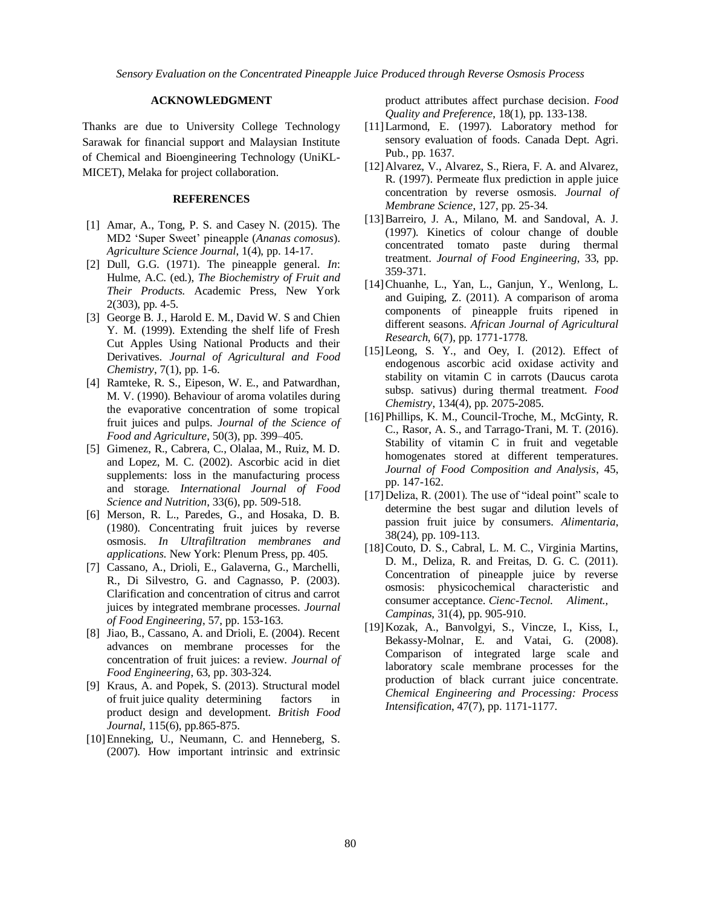## ACKNOWLEDGMENT

Thanks are due to University College Technology Sarawak for financial support and Malaysian Institute of Chemical and Bioengineering Technology (UniKL-MICET), Melaka for project collaboration.

## REFERENCES

[1] Amar, A., Tong, P. S. and Casey N. (2015). The MD2 'Super Sweet' pineapple (*Ananas comosus*). *Agriculture Science Journal*, 1(4), pp. 14-17.

[2] Dull, G.G. (1971). The pineapple general. *In*: Hulme, A.C. (ed.), *The Biochemistry of Fruit and Their Products*. Academic Press, New York 2(303), pp. 4-5.

[3] George B. J., Harold E. M., David W. S and Chien Y. M. (1999). Extending the shelf life of Fresh Cut Apples Using National Products and their Derivatives. *Journal of Agricultural and Food Chemistry*, 7(1), pp. 1-6.

[4] Ramteke, R. S., Eipeson, W. E., and Patwardhan, M. V. (1990). Behaviour of aroma volatiles during the evaporative concentration of some tropical fruit juices and pulps. *Journal of the Science of Food and Agriculture*, 50(3), pp. 399–405.

[5] Gimenez, R., Cabrera, C., Olalaa, M., Ruiz, M. D. and Lopez, M. C. (2002). Ascorbic acid in diet supplements: loss in the manufacturing process and storage. *International Journal of Food Science and Nutrition*, 33(6), pp. 509-518.

[6] Merson, R. L., Paredes, G., and Hosaka, D. B. (1980). Concentrating fruit juices by reverse osmosis. *In Ultrafiltration membranes and applications*. New York: Plenum Press, pp. 405.

[7] Cassano, A., Drioli, E., Galaverna, G., Marchelli, R., Di Silvestro, G. and Cagnasso, P. (2003). Clarification and concentration of citrus and carrot juices by integrated membrane processes. *Journal of Food Engineering*, 57, pp. 153-163.

[8] Jiao, B., Cassano, A. and Drioli, E. (2004). Recent advances on membrane processes for the concentration of fruit juices: a review. *Journal of Food Engineering*, 63, pp. 303-324.

[9] Kraus, A. and Popek, S. (2013). Structural model of fruit juice quality determining factors in product design and development. *British Food Journal*, 115(6), pp.865-875.

[10] Enneking, U., Neumann, C. and Henneberg, S. (2007). How important intrinsic and extrinsic product attributes affect purchase decision. *Food Quality and Preference*, 18(1), pp. 133-138.

[11] Larmond, E. (1997). Laboratory method for sensory evaluation of foods. Canada Dept. Agri. Pub., pp. 1637.

[12] Alvarez, V., Alvarez, S., Riera, F. A. and Alvarez, R. (1997). Permeate flux prediction in apple juice concentration by reverse osmosis. *Journal of Membrane Science*, 127, pp. 25-34.

[13] Barreiro, J. A., Milano, M. and Sandoval, A. J. (1997). Kinetics of colour change of double concentrated tomato paste during thermal treatment. *Journal of Food Engineering*, 33, pp. 359-371.

[14] Chuanhe, L., Yan, L., Ganjun, Y., Wenlong, L. and Guiping, Z. (2011). A comparison of aroma components of pineapple fruits ripened in different seasons. *African Journal of Agricultural Research*, 6(7), pp. 1771-1778.

[15] Leong, S. Y., and Oey, I. (2012). Effect of endogenous ascorbic acid oxidase activity and stability on vitamin C in carrots (Daucus carota subsp. sativus) during thermal treatment. *Food Chemistry*, 134(4), pp. 2075-2085.

[16] Phillips, K. M., Council-Troche, M., McGinty, R. C., Rasor, A. S., and Tarrago-Trani, M. T. (2016). Stability of vitamin C in fruit and vegetable homogenates stored at different temperatures. *Journal of Food Composition and Analysis*, 45, pp. 147-162.

[17] Deliza, R. (2001). The use of "ideal point" scale to determine the best sugar and dilution levels of passion fruit juice by consumers. *Alimentaria*, 38(24), pp. 109-113.

[18] Couto, D. S., Cabral, L. M. C., Virginia Martins, D. M., Deliza, R. and Freitas, D. G. C. (2011). Concentration of pineapple juice by reverse osmosis: physicochemical characteristic and consumer acceptance. *Cienc-Tecnol. Aliment., Campinas*, 31(4), pp. 905-910.

[19] Kozak, A., Banvolgyi, S., Vincze, I., Kiss, I., Bekassy-Molnar, E. and Vatai, G. (2008). Comparison of integrated large scale and laboratory scale membrane processes for the production of black currant juice concentrate. *Chemical Engineering and Processing: Process Intensification*, 47(7), pp. 1171-1177.